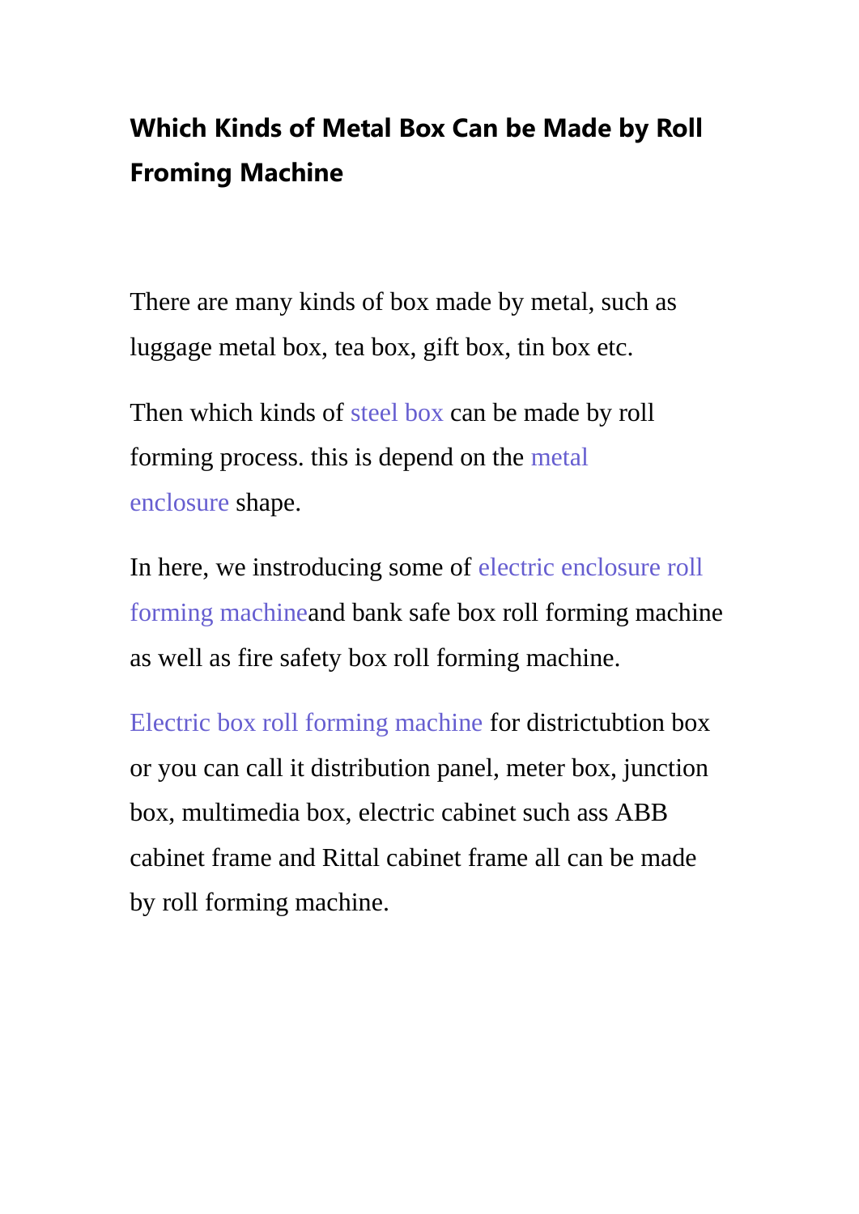# Which Kinds of Metal Box Can be Made by Roll Froming Machine

There are many kinds of box made by metal, such as luggage metal box, tea box, gift box, tin box etc.

Then which kinds of steel box can be made by roll forming process. this is depend on the metal enclosure shape.

In here, we instroducing some of electric enclosure roll forming machineand bank safe box roll forming machine as well as fire safety box roll forming machine.

Electric box roll forming machine for districtubtion box or you can call it distribution panel, meter box, junction box, multimedia box, electric cabinet such ass ABB cabinet frame and Rittal cabinet frame all can be made by roll forming machine.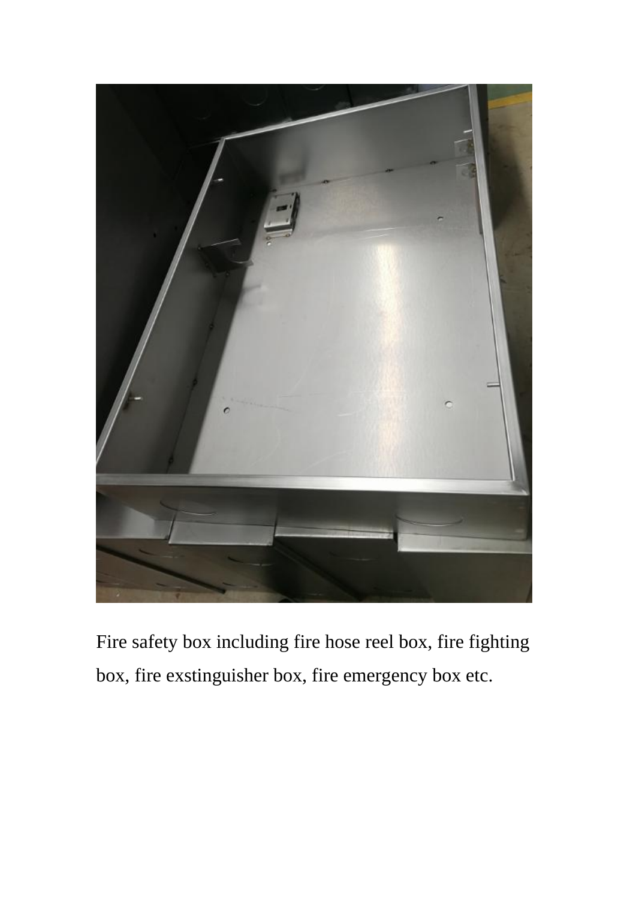Fire safety box including fire hose reel box, fire fighting box, fire exstinguisher box, fire emergency box etc.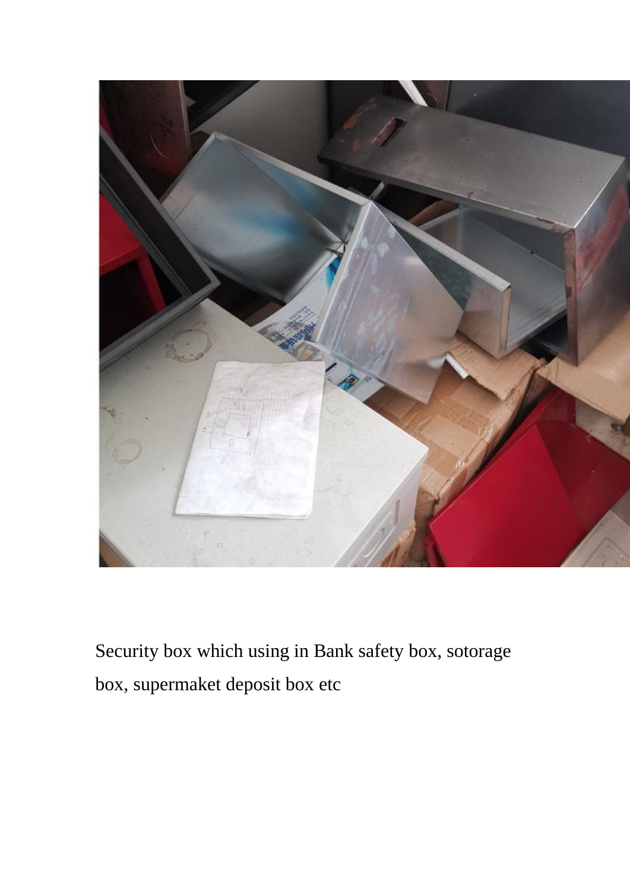Security box which using in Bank safety box, sotorage box, supermaket deposit box etc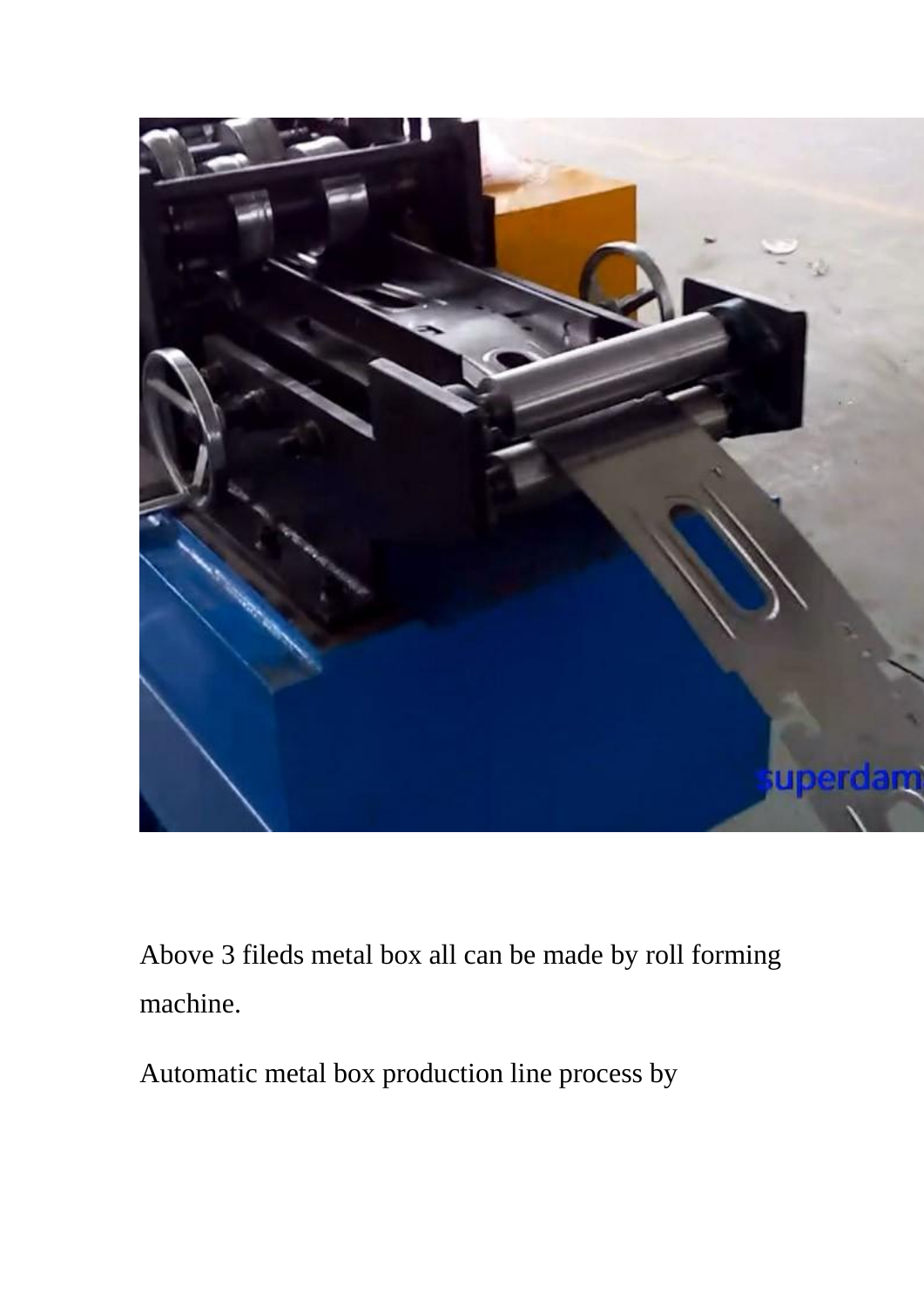Above 3 fileds metal box all can be made by roll forming machine.

Automatic metal box production line process by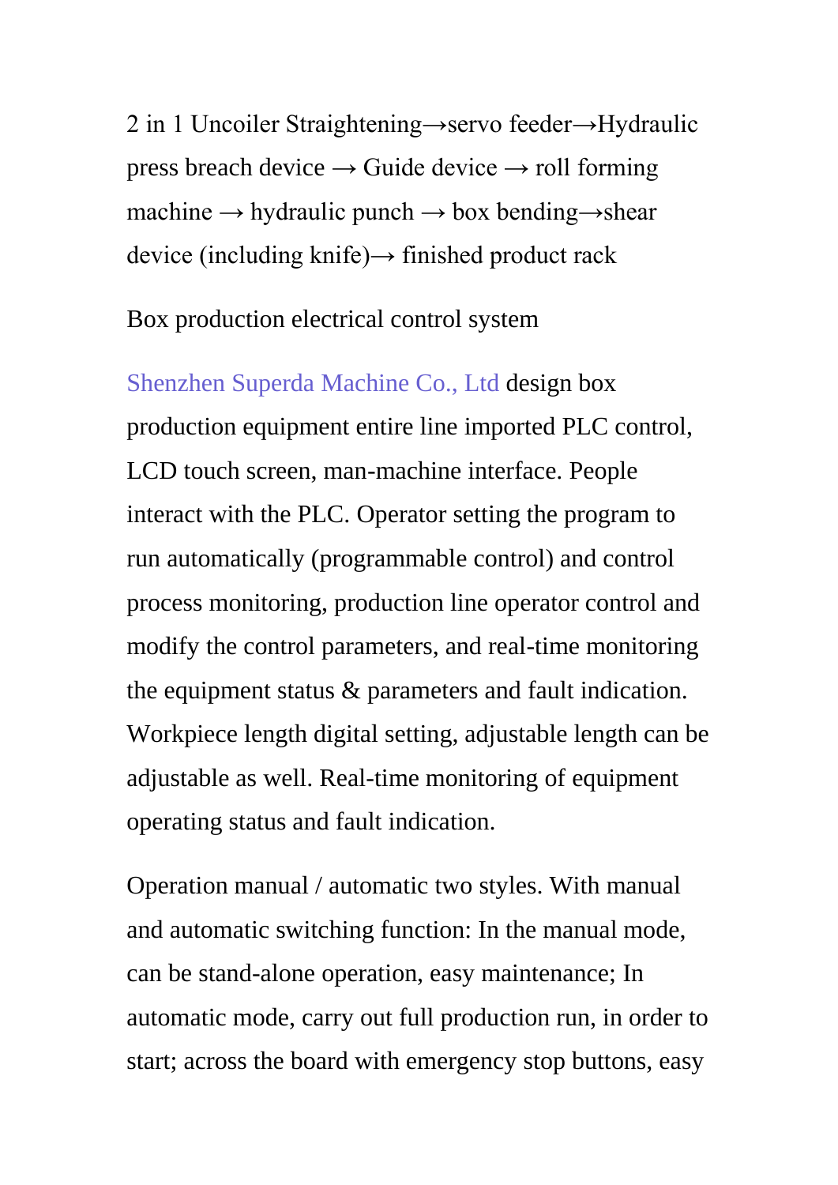2 in 1 Uncoiler Straightening→servo feeder→Hydraulic press breach device → Guide device → roll forming machine → hydraulic punch → box bending→shear device (including knife)→ finished product rack

Box production electrical control system

Shenzhen Superda Machine Co., Ltd design box production equipment entire line imported PLC control, LCD touch screen, man-machine interface. People interact with the PLC. Operator setting the program to run automatically (programmable control) and control process monitoring, production line operator control and modify the control parameters, and real-time monitoring the equipment status & parameters and fault indication. Workpiece length digital setting, adjustable length can be adjustable as well. Real-time monitoring of equipment operating status and fault indication.

Operation manual / automatic two styles. With manual and automatic switching function: In the manual mode, can be stand-alone operation, easy maintenance; In automatic mode, carry out full production run, in order to start; across the board with emergency stop buttons, easy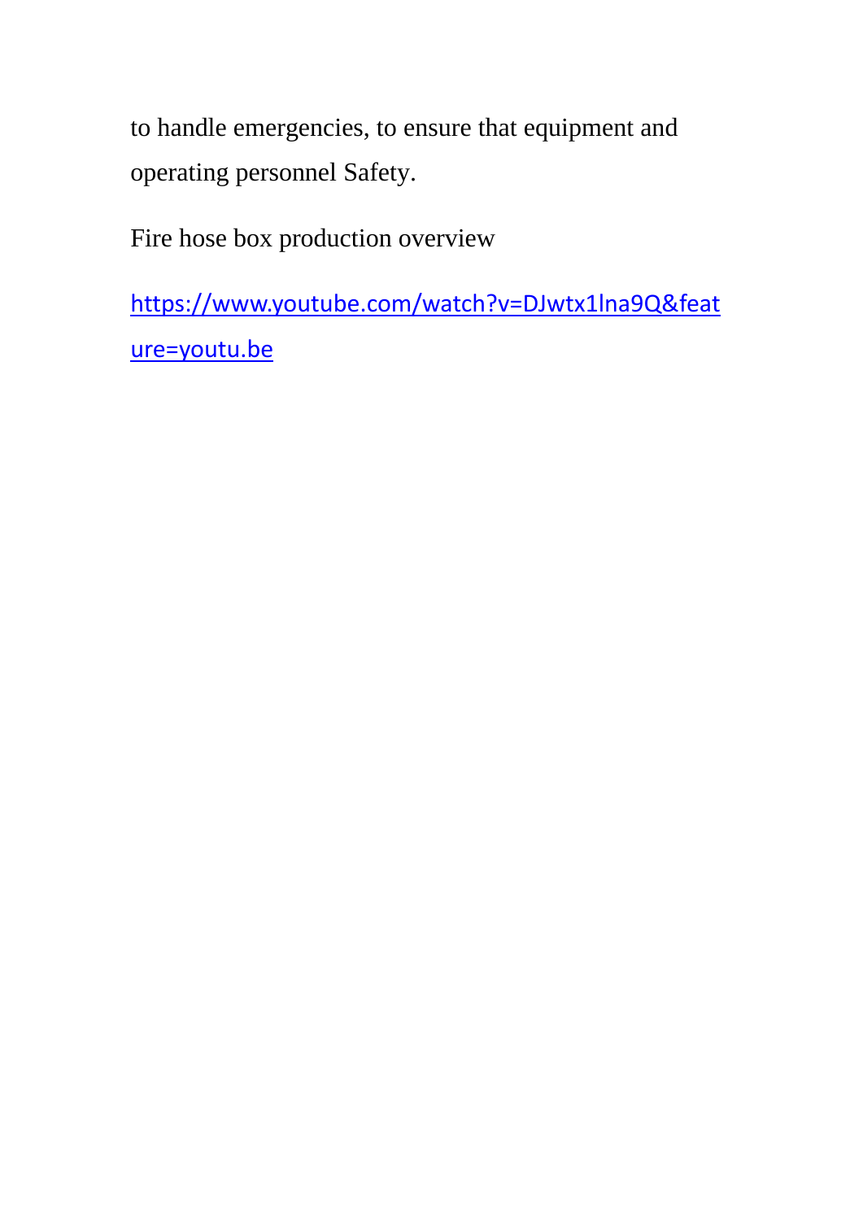to handle emergencies, to ensure that equipment and operating personnel Safety.

Fire hose box production overview

https://www.youtube.com/watch?v=DJwtx1lna9Q&feature=youtu.be